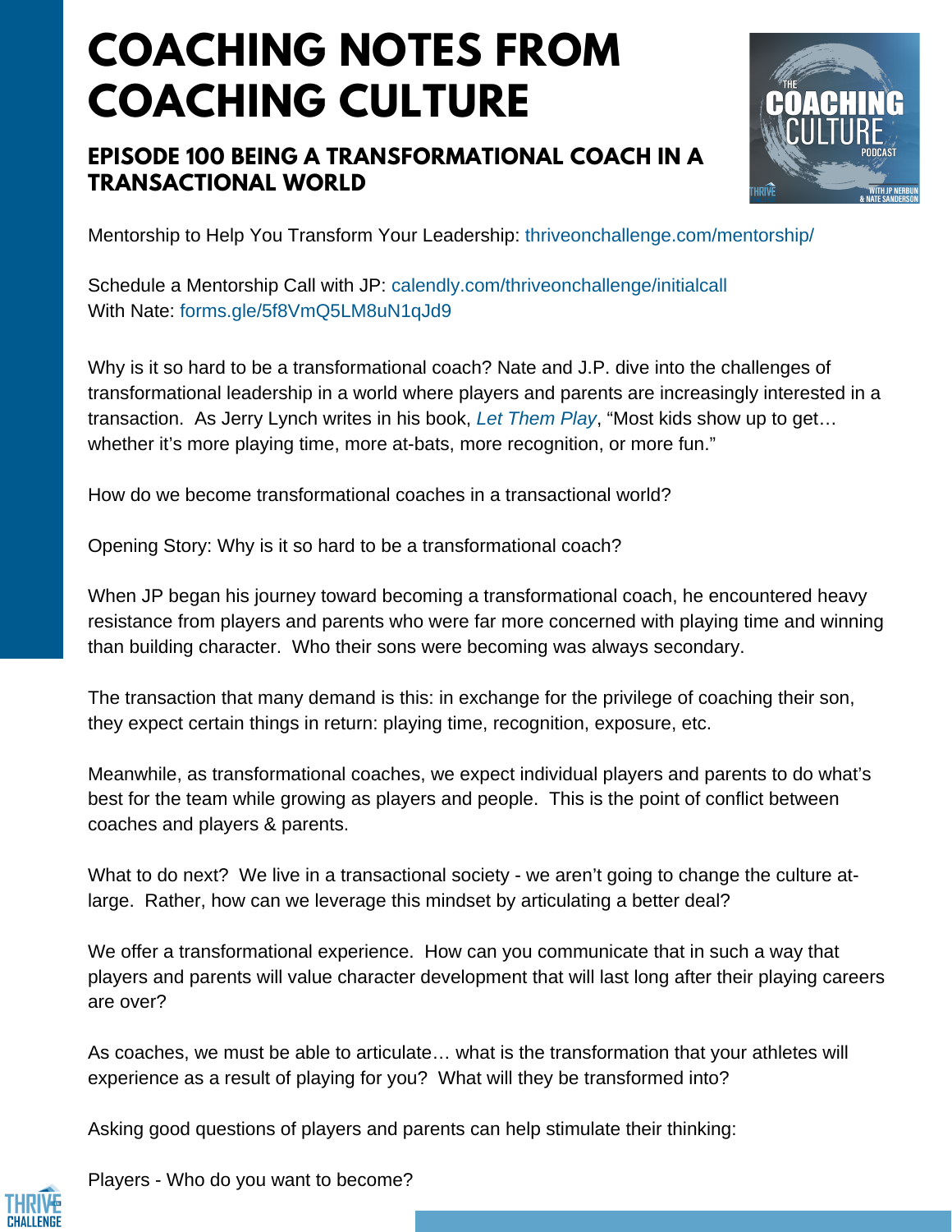# COACHING NOTES FROM COACHING CULTURE

## EPISODE 100 BEING A TRANSFORMATIONAL COACH IN A TRANSACTIONAL WORLD

Mentorship to Help You Transform Your Leadership: thriveonchallenge.com/mentorship/

Schedule a Mentorship Call with JP: calendly.com/thriveonchallenge/initialcall
With Nate: forms.gle/5f8VmQ5LM8uN1qJd9

Why is it so hard to be a transformational coach? Nate and J.P. dive into the challenges of transformational leadership in a world where players and parents are increasingly interested in a transaction. As Jerry Lynch writes in his book, *Let Them Play*, "Most kids show up to get… whether it's more playing time, more at-bats, more recognition, or more fun."

How do we become transformational coaches in a transactional world?

Opening Story: Why is it so hard to be a transformational coach?

When JP began his journey toward becoming a transformational coach, he encountered heavy resistance from players and parents who were far more concerned with playing time and winning than building character. Who their sons were becoming was always secondary.

The transaction that many demand is this: in exchange for the privilege of coaching their son, they expect certain things in return: playing time, recognition, exposure, etc.

Meanwhile, as transformational coaches, we expect individual players and parents to do what's best for the team while growing as players and people. This is the point of conflict between coaches and players & parents.

What to do next? We live in a transactional society - we aren't going to change the culture at-large. Rather, how can we leverage this mindset by articulating a better deal?

We offer a transformational experience. How can you communicate that in such a way that players and parents will value character development that will last long after their playing careers are over?

As coaches, we must be able to articulate… what is the transformation that your athletes will experience as a result of playing for you? What will they be transformed into?

Asking good questions of players and parents can help stimulate their thinking:

Players - Who do you want to become?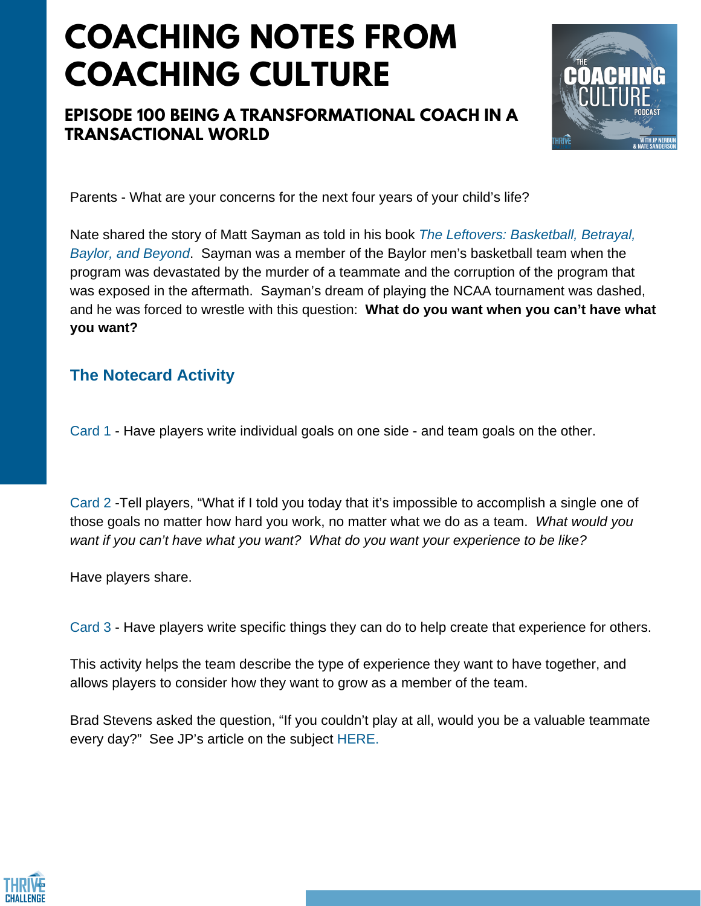# COACHING NOTES FROM COACHING CULTURE

## EPISODE 100 BEING A TRANSFORMATIONAL COACH IN A TRANSACTIONAL WORLD

Parents - What are your concerns for the next four years of your child's life?

Nate shared the story of Matt Sayman as told in his book *The Leftovers: Basketball, Betrayal, Baylor, and Beyond*. Sayman was a member of the Baylor men's basketball team when the program was devastated by the murder of a teammate and the corruption of the program that was exposed in the aftermath. Sayman's dream of playing the NCAA tournament was dashed, and he was forced to wrestle with this question: **What do you want when you can't have what you want?**

### The Notecard Activity

Card 1 - Have players write individual goals on one side - and team goals on the other.

Card 2 -Tell players, "What if I told you today that it's impossible to accomplish a single one of those goals no matter how hard you work, no matter what we do as a team. *What would you want if you can't have what you want? What do you want your experience to be like?*

Have players share.

Card 3 - Have players write specific things they can do to help create that experience for others.

This activity helps the team describe the type of experience they want to have together, and allows players to consider how they want to grow as a member of the team.

Brad Stevens asked the question, "If you couldn't play at all, would you be a valuable teammate every day?" See JP's article on the subject HERE.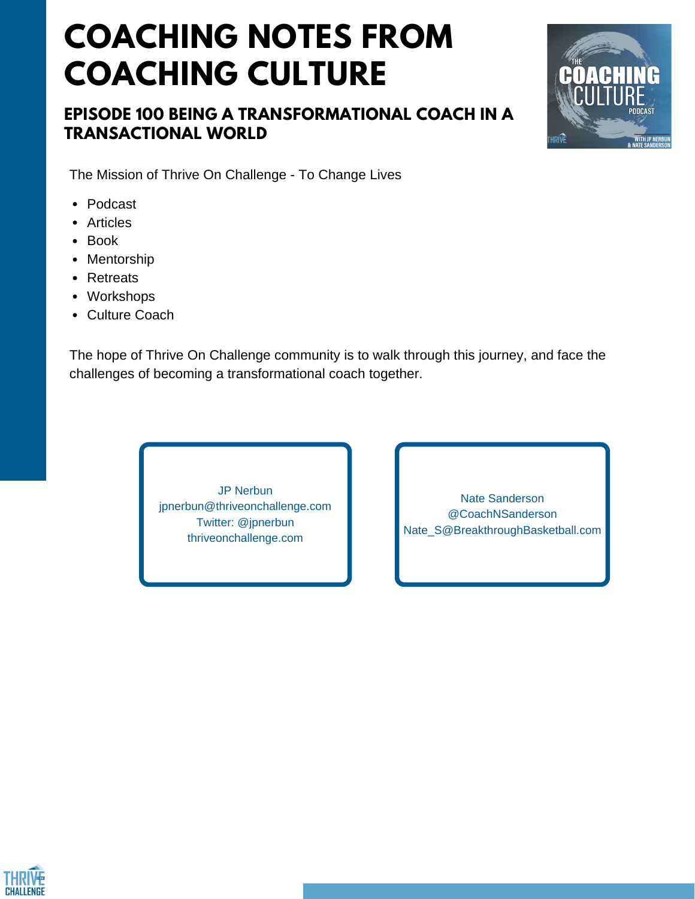# COACHING NOTES FROM COACHING CULTURE

## EPISODE 100 BEING A TRANSFORMATIONAL COACH IN A TRANSACTIONAL WORLD

The Mission of Thrive On Challenge - To Change Lives

- Podcast
- Articles
- Book
- Mentorship
- Retreats
- Workshops
- Culture Coach

The hope of Thrive On Challenge community is to walk through this journey, and face the challenges of becoming a transformational coach together.

JP Nerbun
jpnerbun@thriveonchallenge.com
Twitter: @jpnerbun
thriveonchallenge.com

Nate Sanderson
@CoachNSanderson
Nate_S@BreakthroughBasketball.com